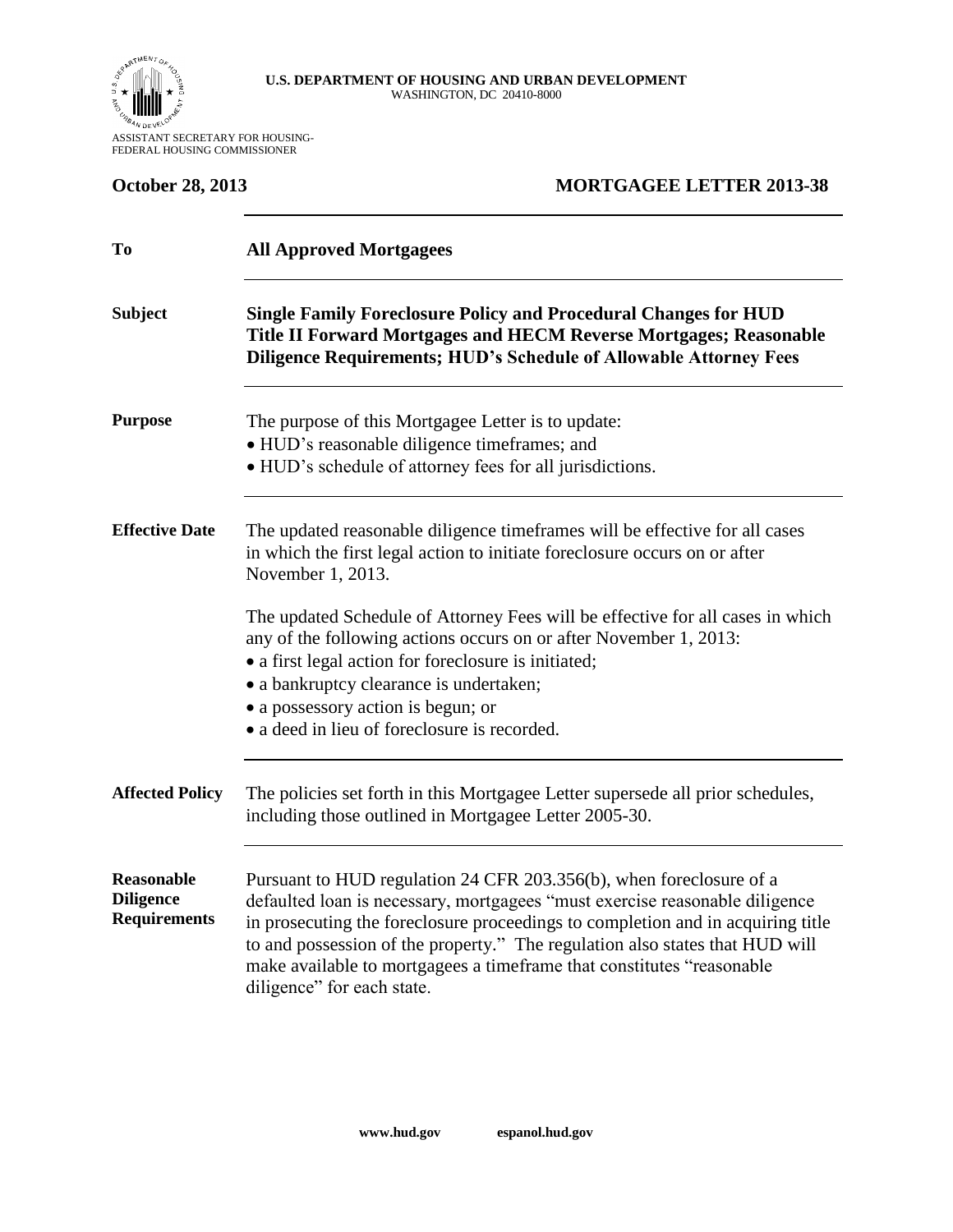**U.S. DEPARTMENT OF HOUSING AND URBAN DEVELOPMENT**
WASHINGTON, DC 20410-8000

ASSISTANT SECRETARY FOR HOUSING-
FEDERAL HOUSING COMMISSIONER

**October 28, 2013** **MORTGAGEE LETTER 2013-38**

**To** **All Approved Mortgagees**

**Subject** **Single Family Foreclosure Policy and Procedural Changes for HUD Title II Forward Mortgages and HECM Reverse Mortgages; Reasonable Diligence Requirements; HUD's Schedule of Allowable Attorney Fees**

**Purpose**

The purpose of this Mortgagee Letter is to update:

- HUD's reasonable diligence timeframes; and
- HUD's schedule of attorney fees for all jurisdictions.

**Effective Date**

The updated reasonable diligence timeframes will be effective for all cases in which the first legal action to initiate foreclosure occurs on or after November 1, 2013.

The updated Schedule of Attorney Fees will be effective for all cases in which any of the following actions occurs on or after November 1, 2013:

- a first legal action for foreclosure is initiated;
- a bankruptcy clearance is undertaken;
- a possessory action is begun; or
- a deed in lieu of foreclosure is recorded.

**Affected Policy**

The policies set forth in this Mortgagee Letter supersede all prior schedules, including those outlined in Mortgagee Letter 2005-30.

**Reasonable Diligence Requirements**

Pursuant to HUD regulation 24 CFR 203.356(b), when foreclosure of a defaulted loan is necessary, mortgagees "must exercise reasonable diligence in prosecuting the foreclosure proceedings to completion and in acquiring title to and possession of the property." The regulation also states that HUD will make available to mortgagees a timeframe that constitutes "reasonable diligence" for each state.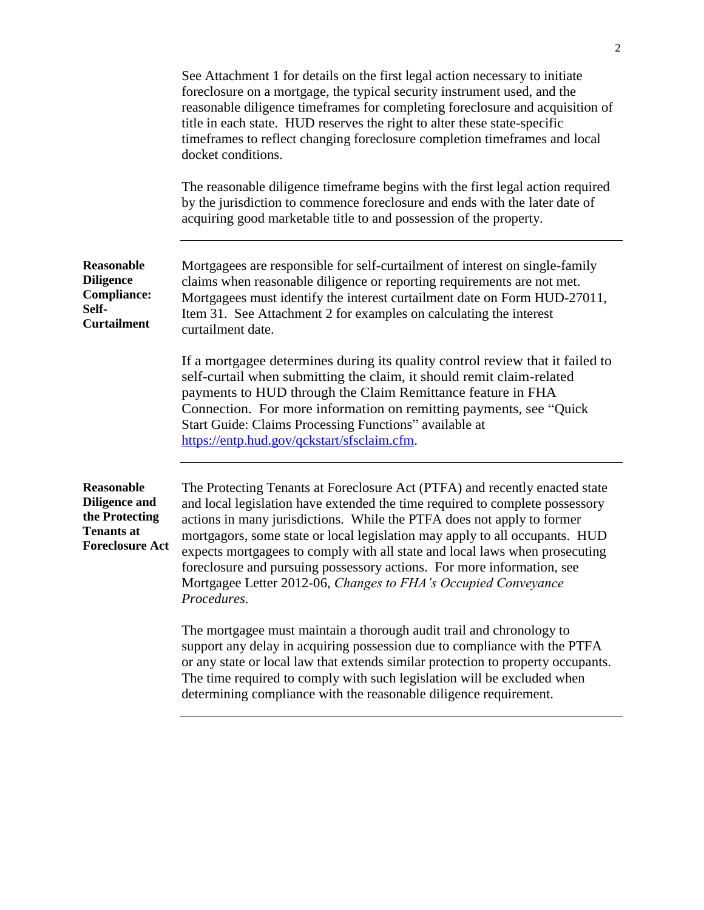See Attachment 1 for details on the first legal action necessary to initiate foreclosure on a mortgage, the typical security instrument used, and the reasonable diligence timeframes for completing foreclosure and acquisition of title in each state. HUD reserves the right to alter these state-specific timeframes to reflect changing foreclosure completion timeframes and local docket conditions.

The reasonable diligence timeframe begins with the first legal action required by the jurisdiction to commence foreclosure and ends with the later date of acquiring good marketable title to and possession of the property.

---

**Reasonable Diligence Compliance: Self-Curtailment**

Mortgagees are responsible for self-curtailment of interest on single-family claims when reasonable diligence or reporting requirements are not met. Mortgagees must identify the interest curtailment date on Form HUD-27011, Item 31. See Attachment 2 for examples on calculating the interest curtailment date.

If a mortgagee determines during its quality control review that it failed to self-curtail when submitting the claim, it should remit claim-related payments to HUD through the Claim Remittance feature in FHA Connection. For more information on remitting payments, see "Quick Start Guide: Claims Processing Functions" available at [https://entp.hud.gov/qckstart/sfsclaim.cfm](https://entp.hud.gov/qckstart/sfsclaim.cfm).

---

**Reasonable Diligence and the Protecting Tenants at Foreclosure Act**

The Protecting Tenants at Foreclosure Act (PTFA) and recently enacted state and local legislation have extended the time required to complete possessory actions in many jurisdictions. While the PTFA does not apply to former mortgagors, some state or local legislation may apply to all occupants. HUD expects mortgagees to comply with all state and local laws when prosecuting foreclosure and pursuing possessory actions. For more information, see Mortgagee Letter 2012-06, *Changes to FHA's Occupied Conveyance Procedures*.

The mortgagee must maintain a thorough audit trail and chronology to support any delay in acquiring possession due to compliance with the PTFA or any state or local law that extends similar protection to property occupants. The time required to comply with such legislation will be excluded when determining compliance with the reasonable diligence requirement.

---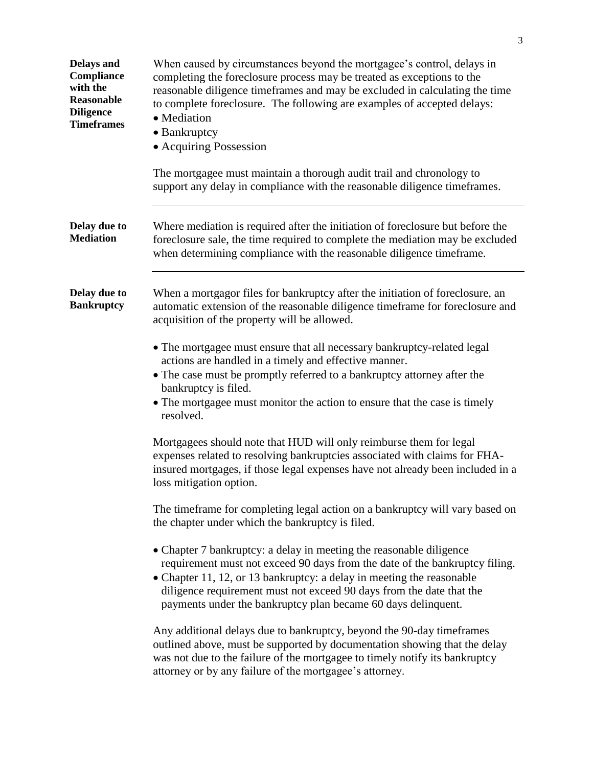### Delays and Compliance with the Reasonable Diligence Timeframes

When caused by circumstances beyond the mortgagee's control, delays in completing the foreclosure process may be treated as exceptions to the reasonable diligence timeframes and may be excluded in calculating the time to complete foreclosure. The following are examples of accepted delays:

- Mediation
- Bankruptcy
- Acquiring Possession

The mortgagee must maintain a thorough audit trail and chronology to support any delay in compliance with the reasonable diligence timeframes.

---

### Delay due to Mediation

Where mediation is required after the initiation of foreclosure but before the foreclosure sale, the time required to complete the mediation may be excluded when determining compliance with the reasonable diligence timeframe.

---

### Delay due to Bankruptcy

When a mortgagor files for bankruptcy after the initiation of foreclosure, an automatic extension of the reasonable diligence timeframe for foreclosure and acquisition of the property will be allowed.

- The mortgagee must ensure that all necessary bankruptcy-related legal actions are handled in a timely and effective manner.
- The case must be promptly referred to a bankruptcy attorney after the bankruptcy is filed.
- The mortgagee must monitor the action to ensure that the case is timely resolved.

Mortgagees should note that HUD will only reimburse them for legal expenses related to resolving bankruptcies associated with claims for FHA-insured mortgages, if those legal expenses have not already been included in a loss mitigation option.

The timeframe for completing legal action on a bankruptcy will vary based on the chapter under which the bankruptcy is filed.

- Chapter 7 bankruptcy: a delay in meeting the reasonable diligence requirement must not exceed 90 days from the date of the bankruptcy filing.
- Chapter 11, 12, or 13 bankruptcy: a delay in meeting the reasonable diligence requirement must not exceed 90 days from the date that the payments under the bankruptcy plan became 60 days delinquent.

Any additional delays due to bankruptcy, beyond the 90-day timeframes outlined above, must be supported by documentation showing that the delay was not due to the failure of the mortgagee to timely notify its bankruptcy attorney or by any failure of the mortgagee's attorney.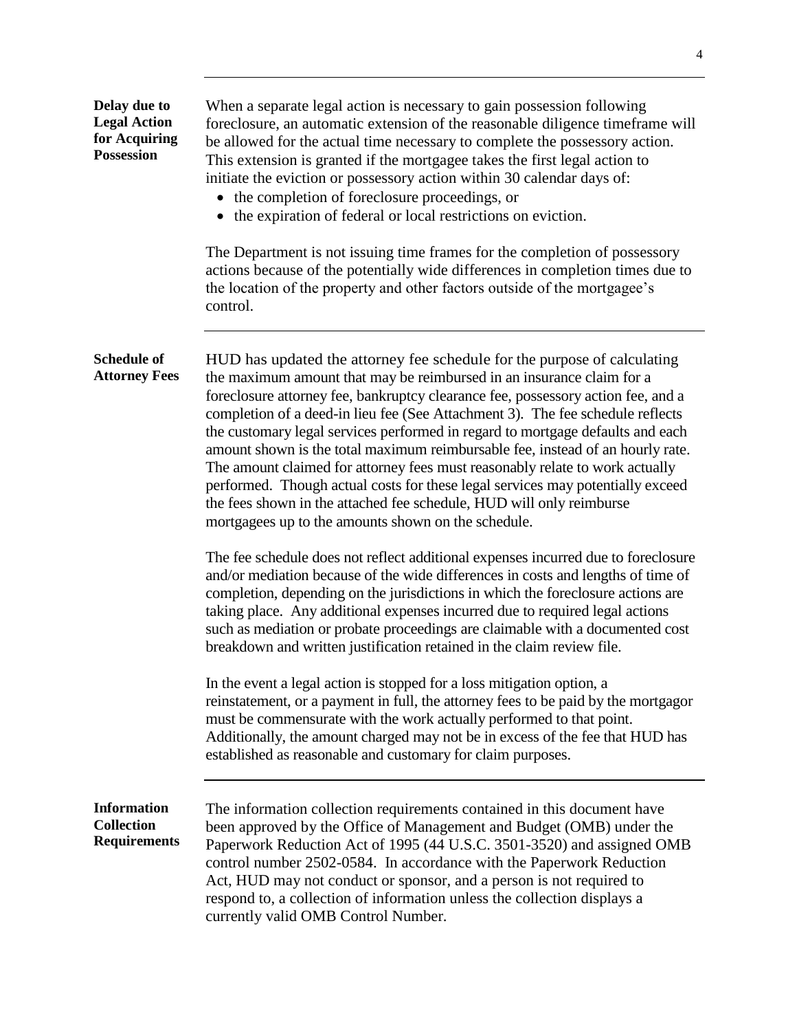**Delay due to Legal Action for Acquiring Possession**

When a separate legal action is necessary to gain possession following foreclosure, an automatic extension of the reasonable diligence timeframe will be allowed for the actual time necessary to complete the possessory action. This extension is granted if the mortgagee takes the first legal action to initiate the eviction or possessory action within 30 calendar days of:

- the completion of foreclosure proceedings, or
- the expiration of federal or local restrictions on eviction.

The Department is not issuing time frames for the completion of possessory actions because of the potentially wide differences in completion times due to the location of the property and other factors outside of the mortgagee's control.

---

**Schedule of Attorney Fees**

HUD has updated the attorney fee schedule for the purpose of calculating the maximum amount that may be reimbursed in an insurance claim for a foreclosure attorney fee, bankruptcy clearance fee, possessory action fee, and a completion of a deed-in lieu fee (See Attachment 3). The fee schedule reflects the customary legal services performed in regard to mortgage defaults and each amount shown is the total maximum reimbursable fee, instead of an hourly rate. The amount claimed for attorney fees must reasonably relate to work actually performed. Though actual costs for these legal services may potentially exceed the fees shown in the attached fee schedule, HUD will only reimburse mortgagees up to the amounts shown on the schedule.

The fee schedule does not reflect additional expenses incurred due to foreclosure and/or mediation because of the wide differences in costs and lengths of time of completion, depending on the jurisdictions in which the foreclosure actions are taking place. Any additional expenses incurred due to required legal actions such as mediation or probate proceedings are claimable with a documented cost breakdown and written justification retained in the claim review file.

In the event a legal action is stopped for a loss mitigation option, a reinstatement, or a payment in full, the attorney fees to be paid by the mortgagor must be commensurate with the work actually performed to that point. Additionally, the amount charged may not be in excess of the fee that HUD has established as reasonable and customary for claim purposes.

---

**Information Collection Requirements**

The information collection requirements contained in this document have been approved by the Office of Management and Budget (OMB) under the Paperwork Reduction Act of 1995 (44 U.S.C. 3501-3520) and assigned OMB control number 2502-0584. In accordance with the Paperwork Reduction Act, HUD may not conduct or sponsor, and a person is not required to respond to, a collection of information unless the collection displays a currently valid OMB Control Number.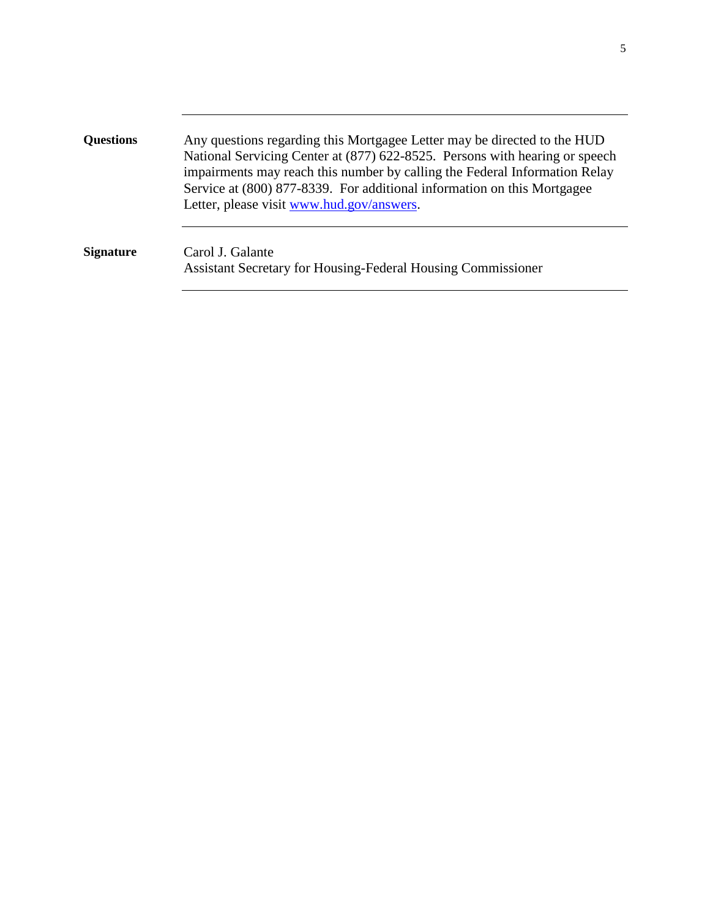---

**Questions**

Any questions regarding this Mortgagee Letter may be directed to the HUD National Servicing Center at (877) 622-8525. Persons with hearing or speech impairments may reach this number by calling the Federal Information Relay Service at (800) 877-8339. For additional information on this Mortgagee Letter, please visit [www.hud.gov/answers](http://www.hud.gov/answers).

---

**Signature**

Carol J. Galante
Assistant Secretary for Housing-Federal Housing Commissioner

---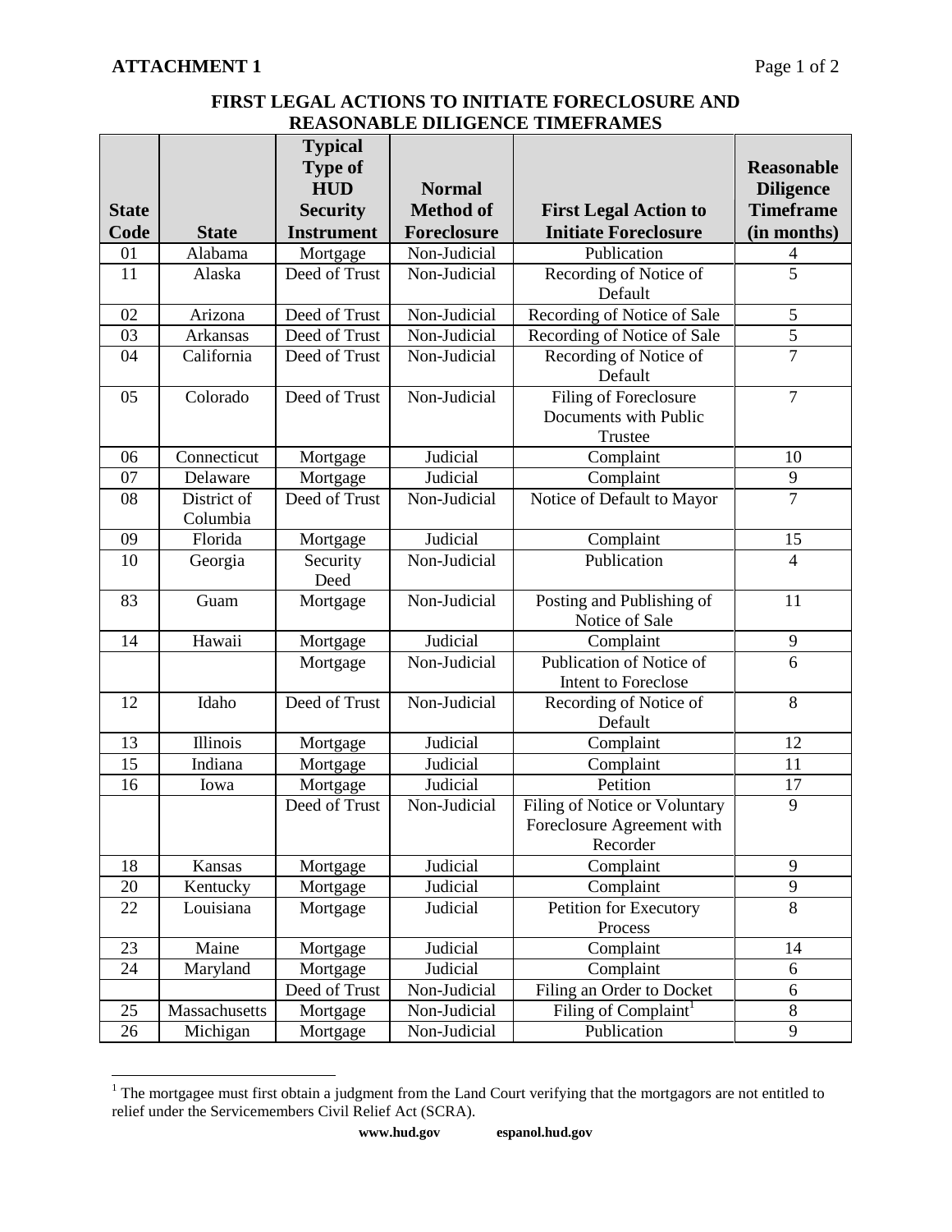**ATTACHMENT 1**

## FIRST LEGAL ACTIONS TO INITIATE FORECLOSURE AND REASONABLE DILIGENCE TIMEFRAMES

| State Code | State | Typical Type of HUD Security Instrument | Normal Method of Foreclosure | First Legal Action to Initiate Foreclosure | Reasonable Diligence Timeframe (in months) |
|---|---|---|---|---|---|
| 01 | Alabama | Mortgage | Non-Judicial | Publication | 4 |
| 11 | Alaska | Deed of Trust | Non-Judicial | Recording of Notice of Default | 5 |
| 02 | Arizona | Deed of Trust | Non-Judicial | Recording of Notice of Sale | 5 |
| 03 | Arkansas | Deed of Trust | Non-Judicial | Recording of Notice of Sale | 5 |
| 04 | California | Deed of Trust | Non-Judicial | Recording of Notice of Default | 7 |
| 05 | Colorado | Deed of Trust | Non-Judicial | Filing of Foreclosure Documents with Public Trustee | 7 |
| 06 | Connecticut | Mortgage | Judicial | Complaint | 10 |
| 07 | Delaware | Mortgage | Judicial | Complaint | 9 |
| 08 | District of Columbia | Deed of Trust | Non-Judicial | Notice of Default to Mayor | 7 |
| 09 | Florida | Mortgage | Judicial | Complaint | 15 |
| 10 | Georgia | Security Deed | Non-Judicial | Publication | 4 |
| 83 | Guam | Mortgage | Non-Judicial | Posting and Publishing of Notice of Sale | 11 |
| 14 | Hawaii | Mortgage | Judicial | Complaint | 9 |
| | | Mortgage | Non-Judicial | Publication of Notice of Intent to Foreclose | 6 |
| 12 | Idaho | Deed of Trust | Non-Judicial | Recording of Notice of Default | 8 |
| 13 | Illinois | Mortgage | Judicial | Complaint | 12 |
| 15 | Indiana | Mortgage | Judicial | Complaint | 11 |
| 16 | Iowa | Mortgage | Judicial | Petition | 17 |
| | | Deed of Trust | Non-Judicial | Filing of Notice or Voluntary Foreclosure Agreement with Recorder | 9 |
| 18 | Kansas | Mortgage | Judicial | Complaint | 9 |
| 20 | Kentucky | Mortgage | Judicial | Complaint | 9 |
| 22 | Louisiana | Mortgage | Judicial | Petition for Executory Process | 8 |
| 23 | Maine | Mortgage | Judicial | Complaint | 14 |
| 24 | Maryland | Mortgage | Judicial | Complaint | 6 |
| | | Deed of Trust | Non-Judicial | Filing an Order to Docket | 6 |
| 25 | Massachusetts | Mortgage | Non-Judicial | Filing of Complaint[1] | 8 |
| 26 | Michigan | Mortgage | Non-Judicial | Publication | 9 |

[1] The mortgagee must first obtain a judgment from the Land Court verifying that the mortgagors are not entitled to relief under the Servicemembers Civil Relief Act (SCRA).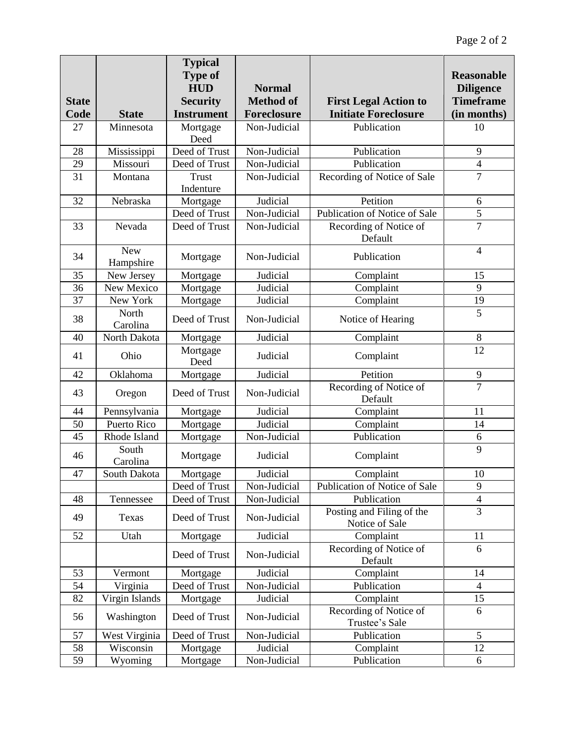| State Code | State | Typical Type of HUD Security Instrument | Normal Method of Foreclosure | First Legal Action to Initiate Foreclosure | Reasonable Diligence Timeframe (in months) |
|---|---|---|---|---|---|
| 27 | Minnesota | Mortgage Deed | Non-Judicial | Publication | 10 |
| 28 | Mississippi | Deed of Trust | Non-Judicial | Publication | 9 |
| 29 | Missouri | Deed of Trust | Non-Judicial | Publication | 4 |
| 31 | Montana | Trust Indenture | Non-Judicial | Recording of Notice of Sale | 7 |
| 32 | Nebraska | Mortgage | Judicial | Petition | 6 |
| | | Deed of Trust | Non-Judicial | Publication of Notice of Sale | 5 |
| 33 | Nevada | Deed of Trust | Non-Judicial | Recording of Notice of Default | 7 |
| 34 | New Hampshire | Mortgage | Non-Judicial | Publication | 4 |
| 35 | New Jersey | Mortgage | Judicial | Complaint | 15 |
| 36 | New Mexico | Mortgage | Judicial | Complaint | 9 |
| 37 | New York | Mortgage | Judicial | Complaint | 19 |
| 38 | North Carolina | Deed of Trust | Non-Judicial | Notice of Hearing | 5 |
| 40 | North Dakota | Mortgage | Judicial | Complaint | 8 |
| 41 | Ohio | Mortgage Deed | Judicial | Complaint | 12 |
| 42 | Oklahoma | Mortgage | Judicial | Petition | 9 |
| 43 | Oregon | Deed of Trust | Non-Judicial | Recording of Notice of Default | 7 |
| 44 | Pennsylvania | Mortgage | Judicial | Complaint | 11 |
| 50 | Puerto Rico | Mortgage | Judicial | Complaint | 14 |
| 45 | Rhode Island | Mortgage | Non-Judicial | Publication | 6 |
| 46 | South Carolina | Mortgage | Judicial | Complaint | 9 |
| 47 | South Dakota | Mortgage | Judicial | Complaint | 10 |
| | | Deed of Trust | Non-Judicial | Publication of Notice of Sale | 9 |
| 48 | Tennessee | Deed of Trust | Non-Judicial | Publication | 4 |
| 49 | Texas | Deed of Trust | Non-Judicial | Posting and Filing of the Notice of Sale | 3 |
| 52 | Utah | Mortgage | Judicial | Complaint | 11 |
| | | Deed of Trust | Non-Judicial | Recording of Notice of Default | 6 |
| 53 | Vermont | Mortgage | Judicial | Complaint | 14 |
| 54 | Virginia | Deed of Trust | Non-Judicial | Publication | 4 |
| 82 | Virgin Islands | Mortgage | Judicial | Complaint | 15 |
| 56 | Washington | Deed of Trust | Non-Judicial | Recording of Notice of Trustee's Sale | 6 |
| 57 | West Virginia | Deed of Trust | Non-Judicial | Publication | 5 |
| 58 | Wisconsin | Mortgage | Judicial | Complaint | 12 |
| 59 | Wyoming | Mortgage | Non-Judicial | Publication | 6 |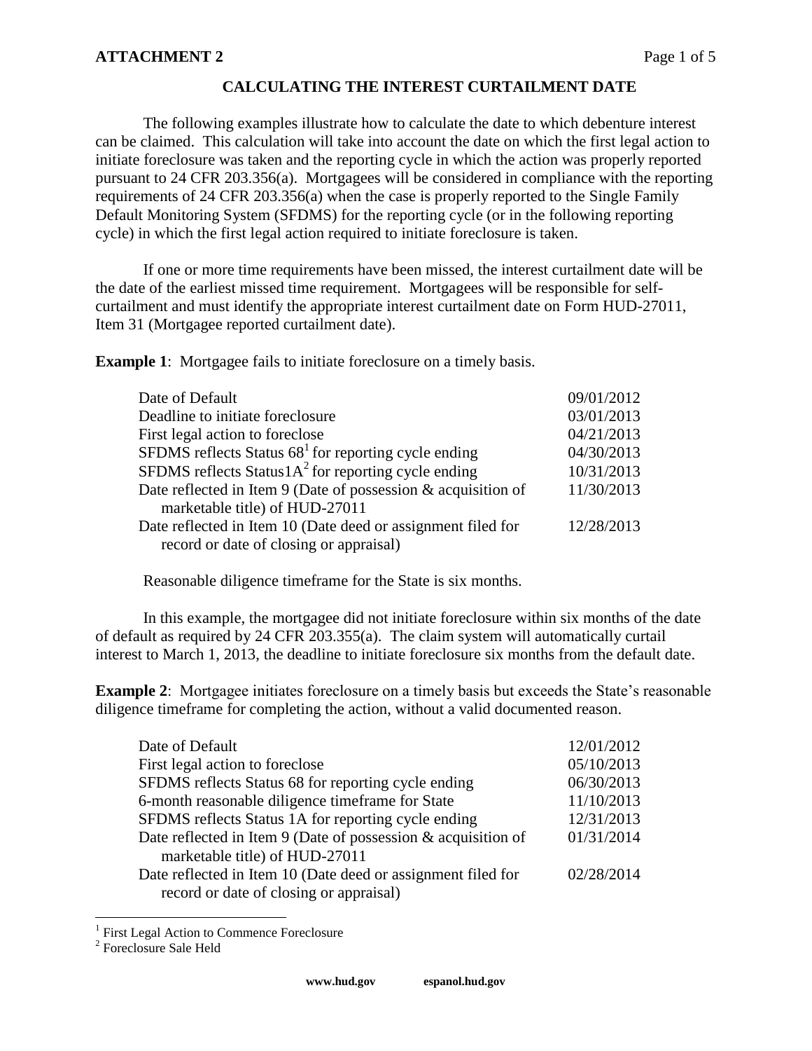**ATTACHMENT 2**

## CALCULATING THE INTEREST CURTAILMENT DATE

The following examples illustrate how to calculate the date to which debenture interest can be claimed. This calculation will take into account the date on which the first legal action to initiate foreclosure was taken and the reporting cycle in which the action was properly reported pursuant to 24 CFR 203.356(a). Mortgagees will be considered in compliance with the reporting requirements of 24 CFR 203.356(a) when the case is properly reported to the Single Family Default Monitoring System (SFDMS) for the reporting cycle (or in the following reporting cycle) in which the first legal action required to initiate foreclosure is taken.

If one or more time requirements have been missed, the interest curtailment date will be the date of the earliest missed time requirement. Mortgagees will be responsible for self-curtailment and must identify the appropriate interest curtailment date on Form HUD-27011, Item 31 (Mortgagee reported curtailment date).

**Example 1**: Mortgagee fails to initiate foreclosure on a timely basis.

| | |
|---|---|
| Date of Default | 09/01/2012 |
| Deadline to initiate foreclosure | 03/01/2013 |
| First legal action to foreclose | 04/21/2013 |
| SFDMS reflects Status 68[1] for reporting cycle ending | 04/30/2013 |
| SFDMS reflects Status1A[2] for reporting cycle ending | 10/31/2013 |
| Date reflected in Item 9 (Date of possession & acquisition of marketable title) of HUD-27011 | 11/30/2013 |
| Date reflected in Item 10 (Date deed or assignment filed for record or date of closing or appraisal) | 12/28/2013 |

Reasonable diligence timeframe for the State is six months.

In this example, the mortgagee did not initiate foreclosure within six months of the date of default as required by 24 CFR 203.355(a). The claim system will automatically curtail interest to March 1, 2013, the deadline to initiate foreclosure six months from the default date.

**Example 2**: Mortgagee initiates foreclosure on a timely basis but exceeds the State's reasonable diligence timeframe for completing the action, without a valid documented reason.

| | |
|---|---|
| Date of Default | 12/01/2012 |
| First legal action to foreclose | 05/10/2013 |
| SFDMS reflects Status 68 for reporting cycle ending | 06/30/2013 |
| 6-month reasonable diligence timeframe for State | 11/10/2013 |
| SFDMS reflects Status 1A for reporting cycle ending | 12/31/2013 |
| Date reflected in Item 9 (Date of possession & acquisition of marketable title) of HUD-27011 | 01/31/2014 |
| Date reflected in Item 10 (Date deed or assignment filed for record or date of closing or appraisal) | 02/28/2014 |

[1] First Legal Action to Commence Foreclosure

[2] Foreclosure Sale Held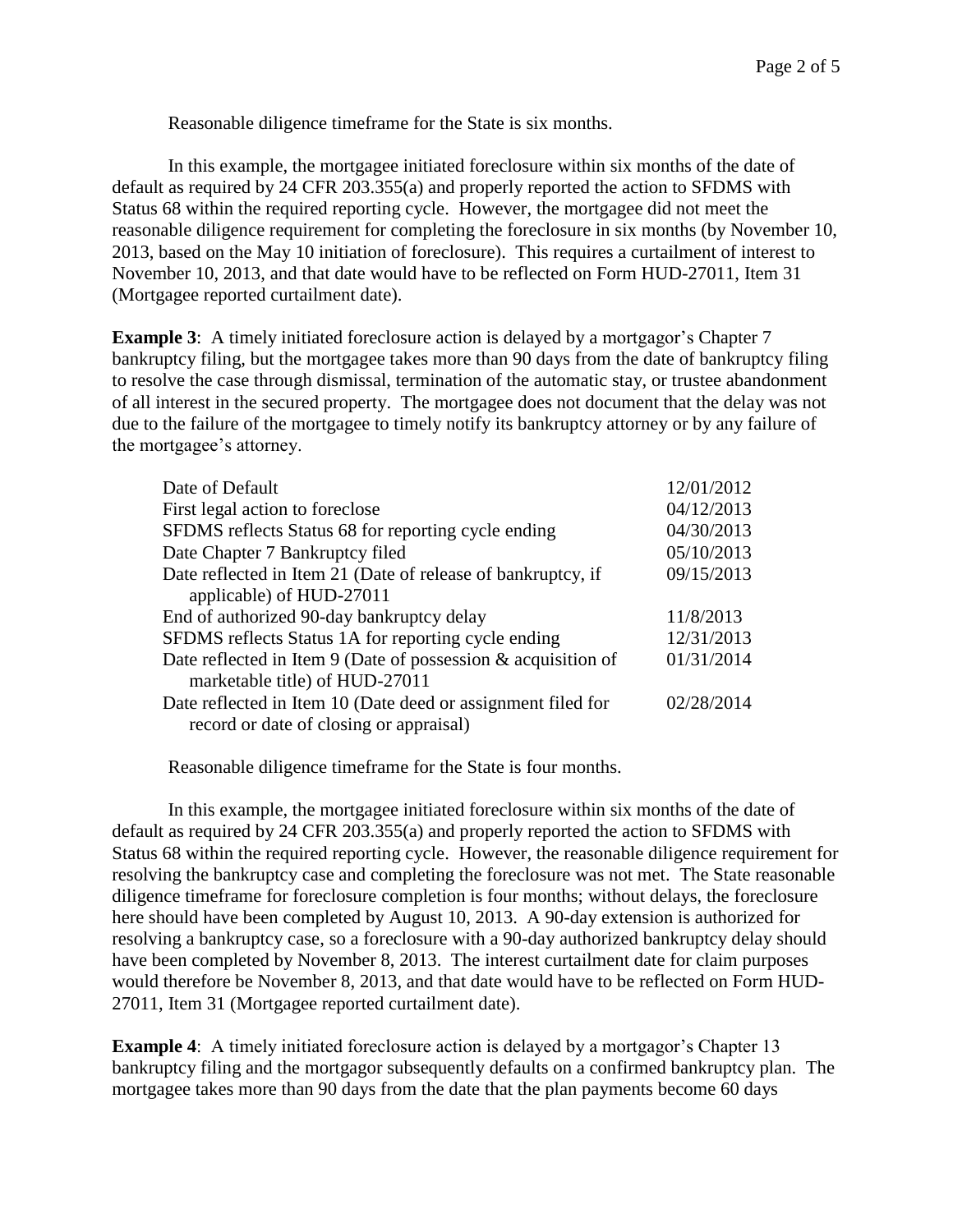Reasonable diligence timeframe for the State is six months.

In this example, the mortgagee initiated foreclosure within six months of the date of default as required by 24 CFR 203.355(a) and properly reported the action to SFDMS with Status 68 within the required reporting cycle. However, the mortgagee did not meet the reasonable diligence requirement for completing the foreclosure in six months (by November 10, 2013, based on the May 10 initiation of foreclosure). This requires a curtailment of interest to November 10, 2013, and that date would have to be reflected on Form HUD-27011, Item 31 (Mortgagee reported curtailment date).

**Example 3**: A timely initiated foreclosure action is delayed by a mortgagor's Chapter 7 bankruptcy filing, but the mortgagee takes more than 90 days from the date of bankruptcy filing to resolve the case through dismissal, termination of the automatic stay, or trustee abandonment of all interest in the secured property. The mortgagee does not document that the delay was not due to the failure of the mortgagee to timely notify its bankruptcy attorney or by any failure of the mortgagee's attorney.

| | |
|---|---|
| Date of Default | 12/01/2012 |
| First legal action to foreclose | 04/12/2013 |
| SFDMS reflects Status 68 for reporting cycle ending | 04/30/2013 |
| Date Chapter 7 Bankruptcy filed | 05/10/2013 |
| Date reflected in Item 21 (Date of release of bankruptcy, if applicable) of HUD-27011 | 09/15/2013 |
| End of authorized 90-day bankruptcy delay | 11/8/2013 |
| SFDMS reflects Status 1A for reporting cycle ending | 12/31/2013 |
| Date reflected in Item 9 (Date of possession & acquisition of marketable title) of HUD-27011 | 01/31/2014 |
| Date reflected in Item 10 (Date deed or assignment filed for record or date of closing or appraisal) | 02/28/2014 |

Reasonable diligence timeframe for the State is four months.

In this example, the mortgagee initiated foreclosure within six months of the date of default as required by 24 CFR 203.355(a) and properly reported the action to SFDMS with Status 68 within the required reporting cycle. However, the reasonable diligence requirement for resolving the bankruptcy case and completing the foreclosure was not met. The State reasonable diligence timeframe for foreclosure completion is four months; without delays, the foreclosure here should have been completed by August 10, 2013. A 90-day extension is authorized for resolving a bankruptcy case, so a foreclosure with a 90-day authorized bankruptcy delay should have been completed by November 8, 2013. The interest curtailment date for claim purposes would therefore be November 8, 2013, and that date would have to be reflected on Form HUD-27011, Item 31 (Mortgagee reported curtailment date).

**Example 4**: A timely initiated foreclosure action is delayed by a mortgagor's Chapter 13 bankruptcy filing and the mortgagor subsequently defaults on a confirmed bankruptcy plan. The mortgagee takes more than 90 days from the date that the plan payments become 60 days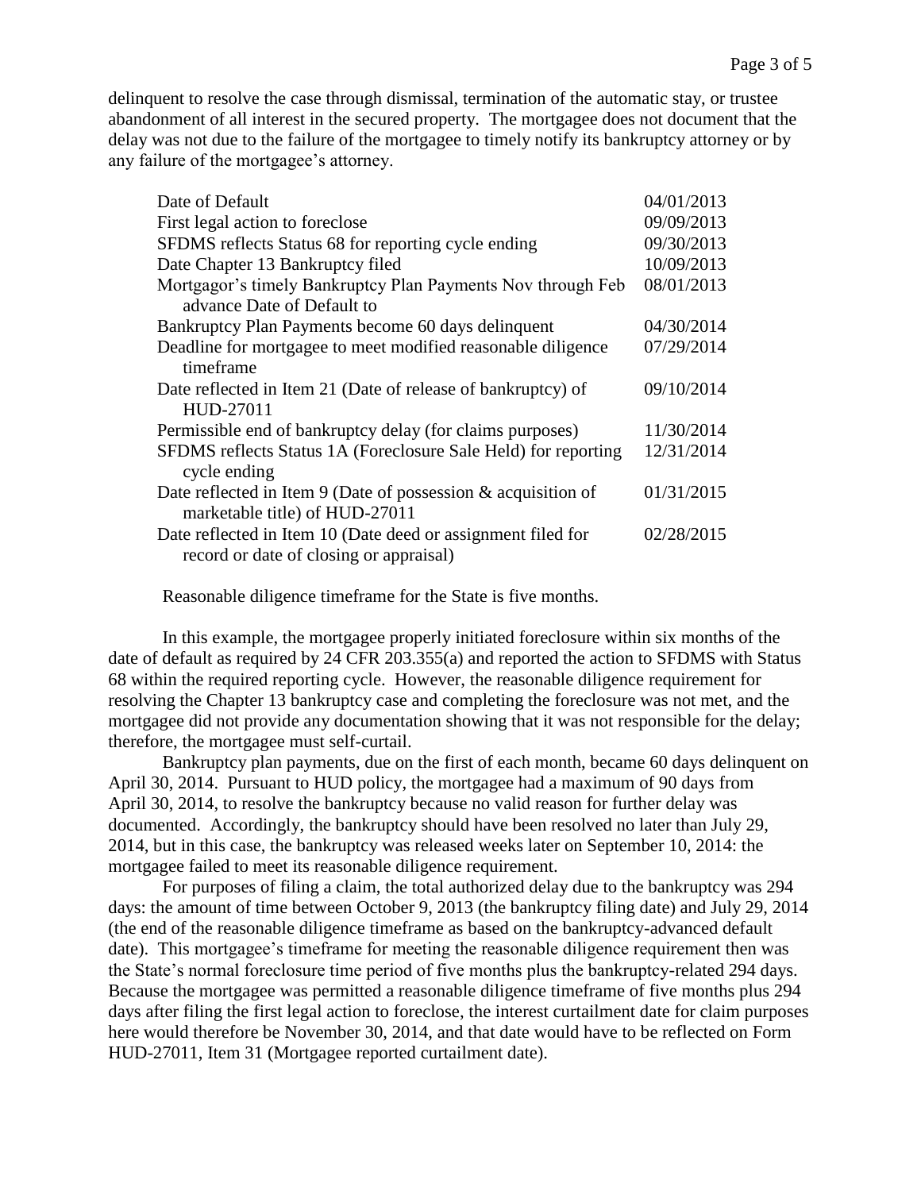delinquent to resolve the case through dismissal, termination of the automatic stay, or trustee abandonment of all interest in the secured property. The mortgagee does not document that the delay was not due to the failure of the mortgagee to timely notify its bankruptcy attorney or by any failure of the mortgagee's attorney.

| | |
|---|---|
| Date of Default | 04/01/2013 |
| First legal action to foreclose | 09/09/2013 |
| SFDMS reflects Status 68 for reporting cycle ending | 09/30/2013 |
| Date Chapter 13 Bankruptcy filed | 10/09/2013 |
| Mortgagor's timely Bankruptcy Plan Payments Nov through Feb advance Date of Default to | 08/01/2013 |
| Bankruptcy Plan Payments become 60 days delinquent | 04/30/2014 |
| Deadline for mortgagee to meet modified reasonable diligence timeframe | 07/29/2014 |
| Date reflected in Item 21 (Date of release of bankruptcy) of HUD-27011 | 09/10/2014 |
| Permissible end of bankruptcy delay (for claims purposes) | 11/30/2014 |
| SFDMS reflects Status 1A (Foreclosure Sale Held) for reporting cycle ending | 12/31/2014 |
| Date reflected in Item 9 (Date of possession & acquisition of marketable title) of HUD-27011 | 01/31/2015 |
| Date reflected in Item 10 (Date deed or assignment filed for record or date of closing or appraisal) | 02/28/2015 |

Reasonable diligence timeframe for the State is five months.

In this example, the mortgagee properly initiated foreclosure within six months of the date of default as required by 24 CFR 203.355(a) and reported the action to SFDMS with Status 68 within the required reporting cycle. However, the reasonable diligence requirement for resolving the Chapter 13 bankruptcy case and completing the foreclosure was not met, and the mortgagee did not provide any documentation showing that it was not responsible for the delay; therefore, the mortgagee must self-curtail.

Bankruptcy plan payments, due on the first of each month, became 60 days delinquent on April 30, 2014. Pursuant to HUD policy, the mortgagee had a maximum of 90 days from April 30, 2014, to resolve the bankruptcy because no valid reason for further delay was documented. Accordingly, the bankruptcy should have been resolved no later than July 29, 2014, but in this case, the bankruptcy was released weeks later on September 10, 2014: the mortgagee failed to meet its reasonable diligence requirement.

For purposes of filing a claim, the total authorized delay due to the bankruptcy was 294 days: the amount of time between October 9, 2013 (the bankruptcy filing date) and July 29, 2014 (the end of the reasonable diligence timeframe as based on the bankruptcy-advanced default date). This mortgagee's timeframe for meeting the reasonable diligence requirement then was the State's normal foreclosure time period of five months plus the bankruptcy-related 294 days. Because the mortgagee was permitted a reasonable diligence timeframe of five months plus 294 days after filing the first legal action to foreclose, the interest curtailment date for claim purposes here would therefore be November 30, 2014, and that date would have to be reflected on Form HUD-27011, Item 31 (Mortgagee reported curtailment date).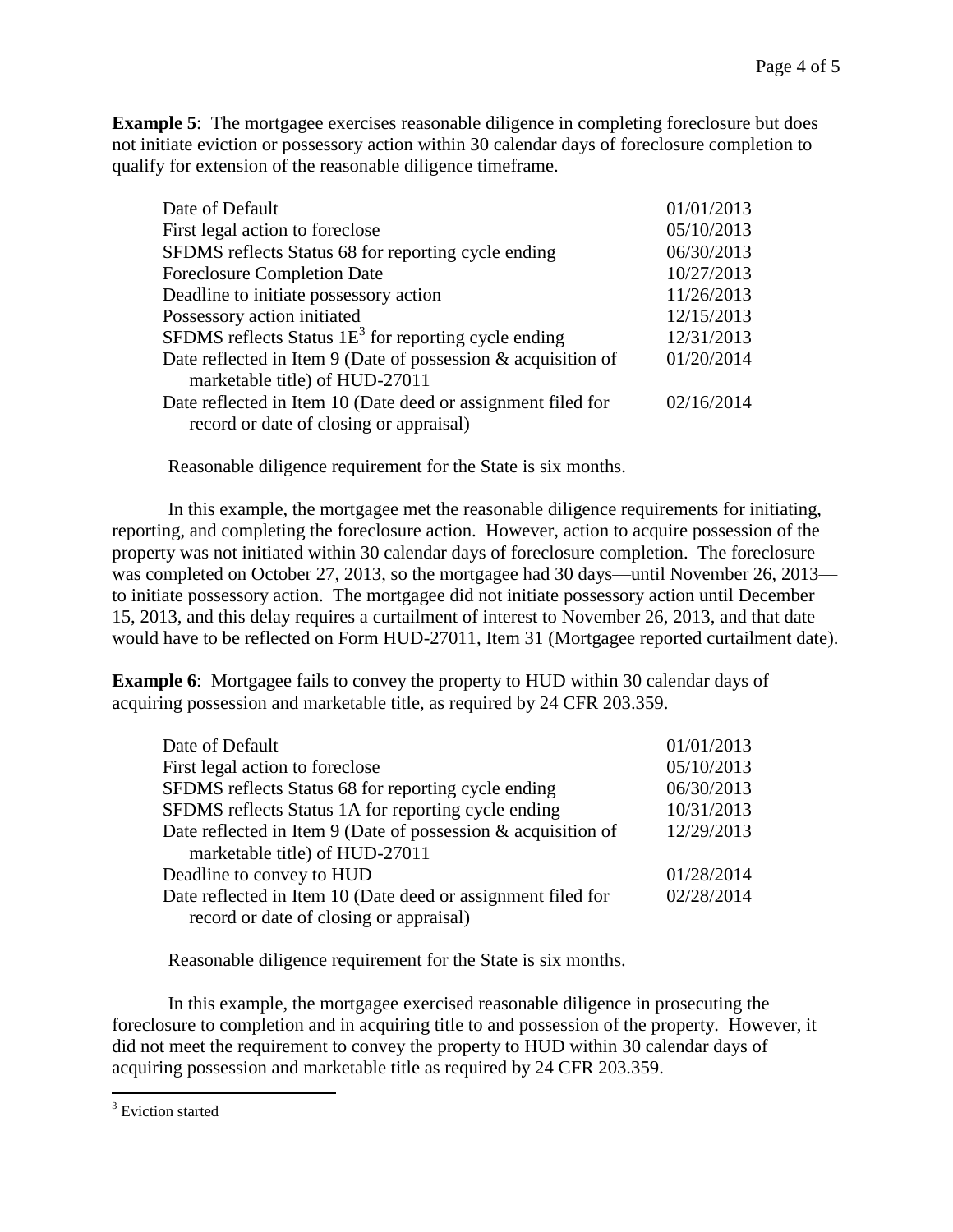**Example 5**: The mortgagee exercises reasonable diligence in completing foreclosure but does not initiate eviction or possessory action within 30 calendar days of foreclosure completion to qualify for extension of the reasonable diligence timeframe.

| | |
|---|---|
| Date of Default | 01/01/2013 |
| First legal action to foreclose | 05/10/2013 |
| SFDMS reflects Status 68 for reporting cycle ending | 06/30/2013 |
| Foreclosure Completion Date | 10/27/2013 |
| Deadline to initiate possessory action | 11/26/2013 |
| Possessory action initiated | 12/15/2013 |
| SFDMS reflects Status 1E[3] for reporting cycle ending | 12/31/2013 |
| Date reflected in Item 9 (Date of possession & acquisition of marketable title) of HUD-27011 | 01/20/2014 |
| Date reflected in Item 10 (Date deed or assignment filed for record or date of closing or appraisal) | 02/16/2014 |

Reasonable diligence requirement for the State is six months.

In this example, the mortgagee met the reasonable diligence requirements for initiating, reporting, and completing the foreclosure action. However, action to acquire possession of the property was not initiated within 30 calendar days of foreclosure completion. The foreclosure was completed on October 27, 2013, so the mortgagee had 30 days—until November 26, 2013—to initiate possessory action. The mortgagee did not initiate possessory action until December 15, 2013, and this delay requires a curtailment of interest to November 26, 2013, and that date would have to be reflected on Form HUD-27011, Item 31 (Mortgagee reported curtailment date).

**Example 6**: Mortgagee fails to convey the property to HUD within 30 calendar days of acquiring possession and marketable title, as required by 24 CFR 203.359.

| | |
|---|---|
| Date of Default | 01/01/2013 |
| First legal action to foreclose | 05/10/2013 |
| SFDMS reflects Status 68 for reporting cycle ending | 06/30/2013 |
| SFDMS reflects Status 1A for reporting cycle ending | 10/31/2013 |
| Date reflected in Item 9 (Date of possession & acquisition of marketable title) of HUD-27011 | 12/29/2013 |
| Deadline to convey to HUD | 01/28/2014 |
| Date reflected in Item 10 (Date deed or assignment filed for record or date of closing or appraisal) | 02/28/2014 |

Reasonable diligence requirement for the State is six months.

In this example, the mortgagee exercised reasonable diligence in prosecuting the foreclosure to completion and in acquiring title to and possession of the property. However, it did not meet the requirement to convey the property to HUD within 30 calendar days of acquiring possession and marketable title as required by 24 CFR 203.359.

[3] Eviction started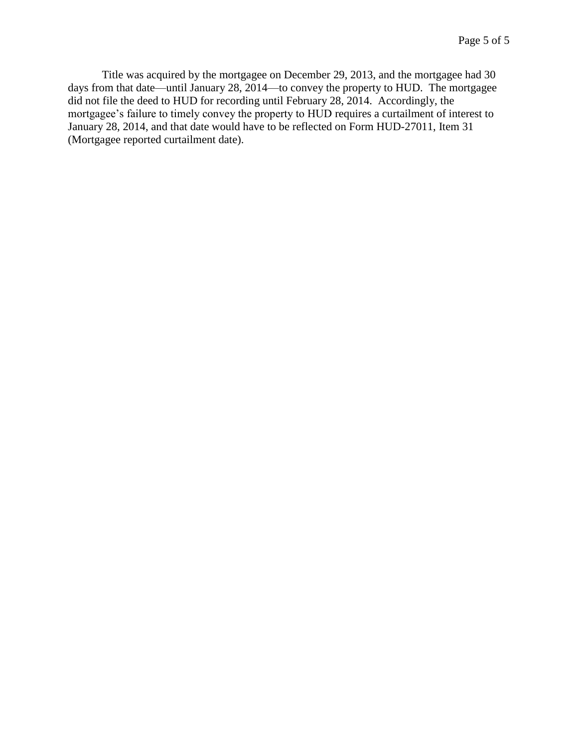Title was acquired by the mortgagee on December 29, 2013, and the mortgagee had 30 days from that date—until January 28, 2014—to convey the property to HUD. The mortgagee did not file the deed to HUD for recording until February 28, 2014. Accordingly, the mortgagee's failure to timely convey the property to HUD requires a curtailment of interest to January 28, 2014, and that date would have to be reflected on Form HUD-27011, Item 31 (Mortgagee reported curtailment date).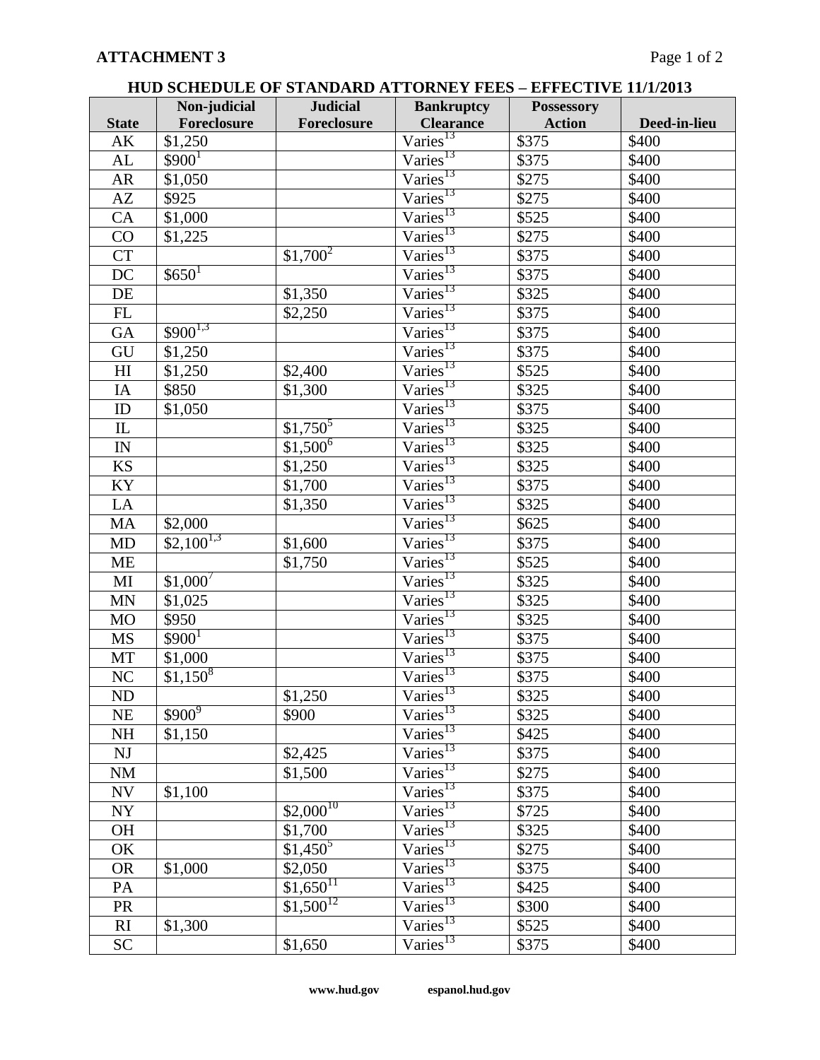**ATTACHMENT 3**

**HUD SCHEDULE OF STANDARD ATTORNEY FEES – EFFECTIVE 11/1/2013**

| State | Non-judicial Foreclosure | Judicial Foreclosure | Bankruptcy Clearance | Possessory Action | Deed-in-lieu |
|---|---|---|---|---|---|
| AK | $1,250 | | Varies[13] | $375 | $400 |
| AL | $900[1] | | Varies[13] | $375 | $400 |
| AR | $1,050 | | Varies[13] | $275 | $400 |
| AZ | $925 | | Varies[13] | $275 | $400 |
| CA | $1,000 | | Varies[13] | $525 | $400 |
| CO | $1,225 | | Varies[13] | $275 | $400 |
| CT | | $1,700[2] | Varies[13] | $375 | $400 |
| DC | $650[1] | | Varies[13] | $375 | $400 |
| DE | | $1,350 | Varies[13] | $325 | $400 |
| FL | | $2,250 | Varies[13] | $375 | $400 |
| GA | $900[1,3] | | Varies[13] | $375 | $400 |
| GU | $1,250 | | Varies[13] | $375 | $400 |
| HI | $1,250 | $2,400 | Varies[13] | $525 | $400 |
| IA | $850 | $1,300 | Varies[13] | $325 | $400 |
| ID | $1,050 | | Varies[13] | $375 | $400 |
| IL | | $1,750[5] | Varies[13] | $325 | $400 |
| IN | | $1,500[6] | Varies[13] | $325 | $400 |
| KS | | $1,250 | Varies[13] | $325 | $400 |
| KY | | $1,700 | Varies[13] | $375 | $400 |
| LA | | $1,350 | Varies[13] | $325 | $400 |
| MA | $2,000 | | Varies[13] | $625 | $400 |
| MD | $2,100[1,3] | $1,600 | Varies[13] | $375 | $400 |
| ME | | $1,750 | Varies[13] | $525 | $400 |
| MI | $1,000[7] | | Varies[13] | $325 | $400 |
| MN | $1,025 | | Varies[13] | $325 | $400 |
| MO | $950 | | Varies[13] | $325 | $400 |
| MS | $900[1] | | Varies[13] | $375 | $400 |
| MT | $1,000 | | Varies[13] | $375 | $400 |
| NC | $1,150[8] | | Varies[13] | $375 | $400 |
| ND | | $1,250 | Varies[13] | $325 | $400 |
| NE | $900[9] | $900 | Varies[13] | $325 | $400 |
| NH | $1,150 | | Varies[13] | $425 | $400 |
| NJ | | $2,425 | Varies[13] | $375 | $400 |
| NM | | $1,500 | Varies[13] | $275 | $400 |
| NV | $1,100 | | Varies[13] | $375 | $400 |
| NY | | $2,000[10] | Varies[13] | $725 | $400 |
| OH | | $1,700 | Varies[13] | $325 | $400 |
| OK | | $1,450[5] | Varies[13] | $275 | $400 |
| OR | $1,000 | $2,050 | Varies[13] | $375 | $400 |
| PA | | $1,650[11] | Varies[13] | $425 | $400 |
| PR | | $1,500[12] | Varies[13] | $300 | $400 |
| RI | $1,300 | | Varies[13] | $525 | $400 |
| SC | | $1,650 | Varies[13] | $375 | $400 |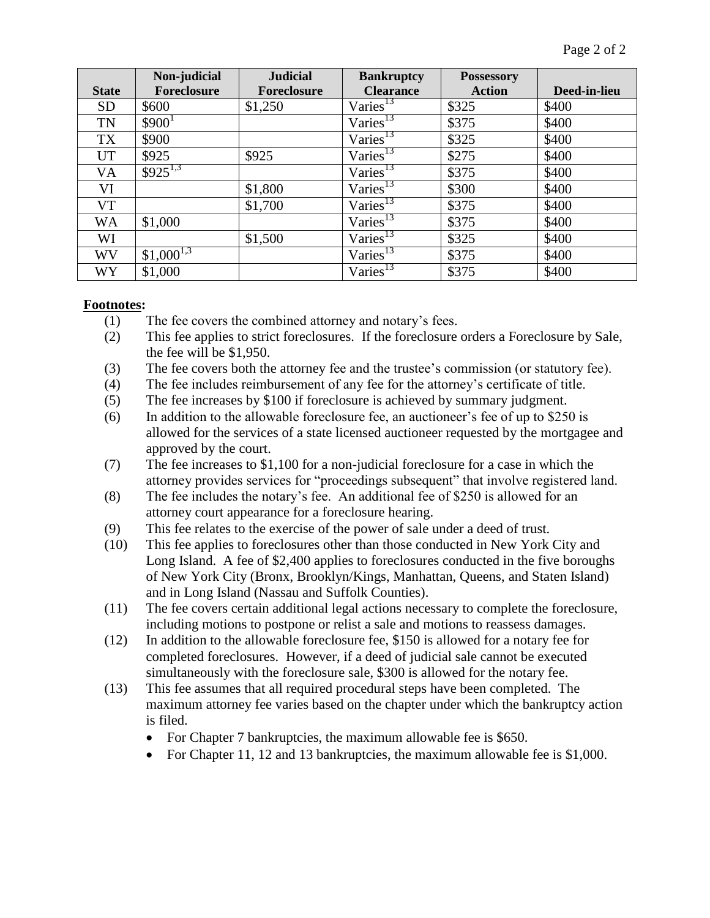| State | Non-judicial Foreclosure | Judicial Foreclosure | Bankruptcy Clearance | Possessory Action | Deed-in-lieu |
|---|---|---|---|---|---|
| SD | $600 | $1,250 | Varies[13] | $325 | $400 |
| TN | $900[1] | | Varies[13] | $375 | $400 |
| TX | $900 | | Varies[13] | $325 | $400 |
| UT | $925 | $925 | Varies[13] | $275 | $400 |
| VA | $925[1,3] | | Varies[13] | $375 | $400 |
| VI | | $1,800 | Varies[13] | $300 | $400 |
| VT | | $1,700 | Varies[13] | $375 | $400 |
| WA | $1,000 | | Varies[13] | $375 | $400 |
| WI | | $1,500 | Varies[13] | $325 | $400 |
| WV | $1,000[1,3] | | Varies[13] | $375 | $400 |
| WY | $1,000 | | Varies[13] | $375 | $400 |

**Footnotes:**

(1) The fee covers the combined attorney and notary's fees.

(2) This fee applies to strict foreclosures. If the foreclosure orders a Foreclosure by Sale, the fee will be $1,950.

(3) The fee covers both the attorney fee and the trustee's commission (or statutory fee).

(4) The fee includes reimbursement of any fee for the attorney's certificate of title.

(5) The fee increases by $100 if foreclosure is achieved by summary judgment.

(6) In addition to the allowable foreclosure fee, an auctioneer's fee of up to $250 is allowed for the services of a state licensed auctioneer requested by the mortgagee and approved by the court.

(7) The fee increases to $1,100 for a non-judicial foreclosure for a case in which the attorney provides services for "proceedings subsequent" that involve registered land.

(8) The fee includes the notary's fee. An additional fee of $250 is allowed for an attorney court appearance for a foreclosure hearing.

(9) This fee relates to the exercise of the power of sale under a deed of trust.

(10) This fee applies to foreclosures other than those conducted in New York City and Long Island. A fee of $2,400 applies to foreclosures conducted in the five boroughs of New York City (Bronx, Brooklyn/Kings, Manhattan, Queens, and Staten Island) and in Long Island (Nassau and Suffolk Counties).

(11) The fee covers certain additional legal actions necessary to complete the foreclosure, including motions to postpone or relist a sale and motions to reassess damages.

(12) In addition to the allowable foreclosure fee, $150 is allowed for a notary fee for completed foreclosures. However, if a deed of judicial sale cannot be executed simultaneously with the foreclosure sale, $300 is allowed for the notary fee.

(13) This fee assumes that all required procedural steps have been completed. The maximum attorney fee varies based on the chapter under which the bankruptcy action is filed.

- For Chapter 7 bankruptcies, the maximum allowable fee is $650.
- For Chapter 11, 12 and 13 bankruptcies, the maximum allowable fee is $1,000.